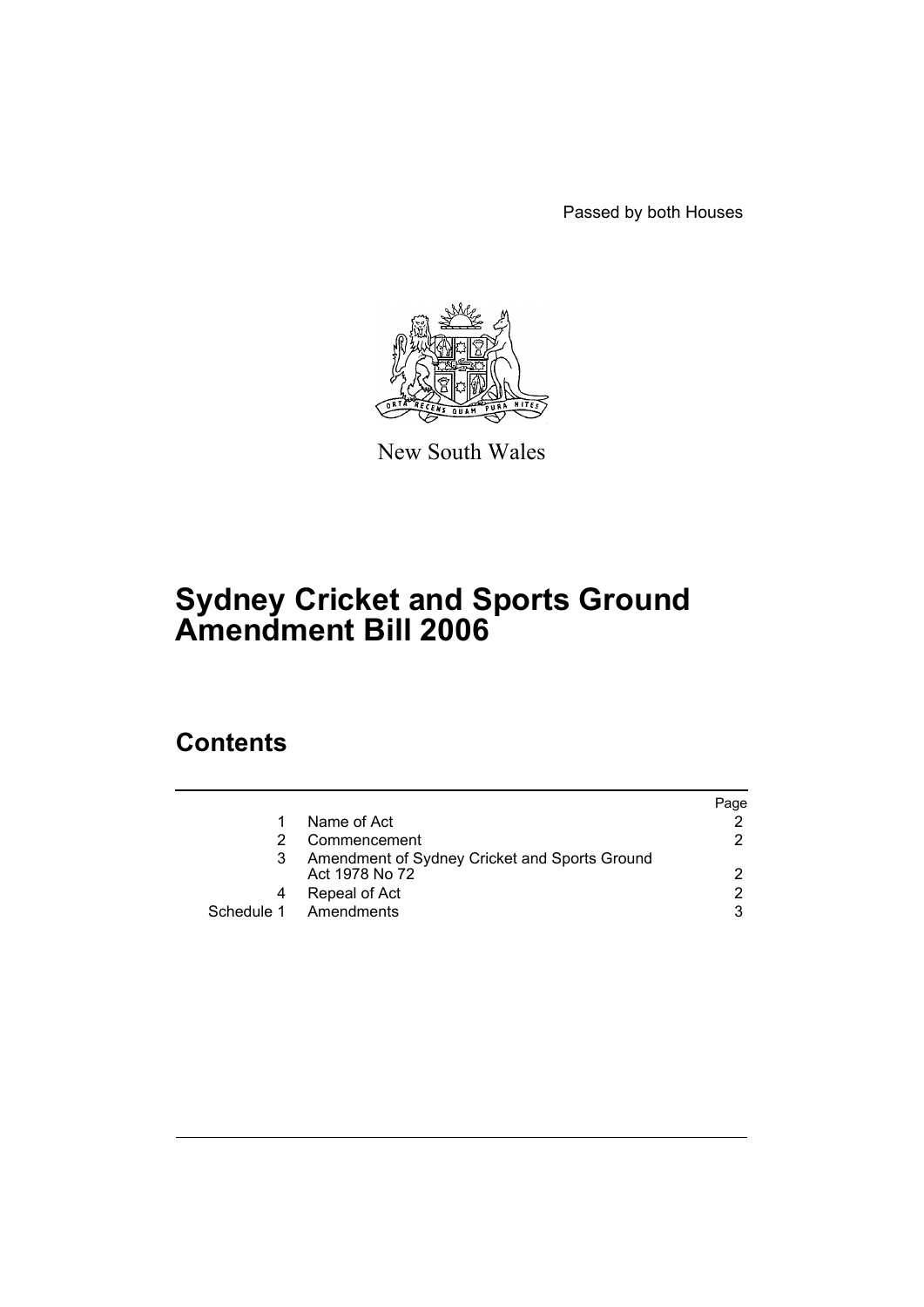Passed by both Houses

New South Wales

# Sydney Cricket and Sports Ground Amendment Bill 2006

## Contents

| | | Page |
|---|---|---|
| 1 | Name of Act | 2 |
| 2 | Commencement | 2 |
| 3 | Amendment of Sydney Cricket and Sports Ground Act 1978 No 72 | 2 |
| 4 | Repeal of Act | 2 |
| Schedule 1 | Amendments | 3 |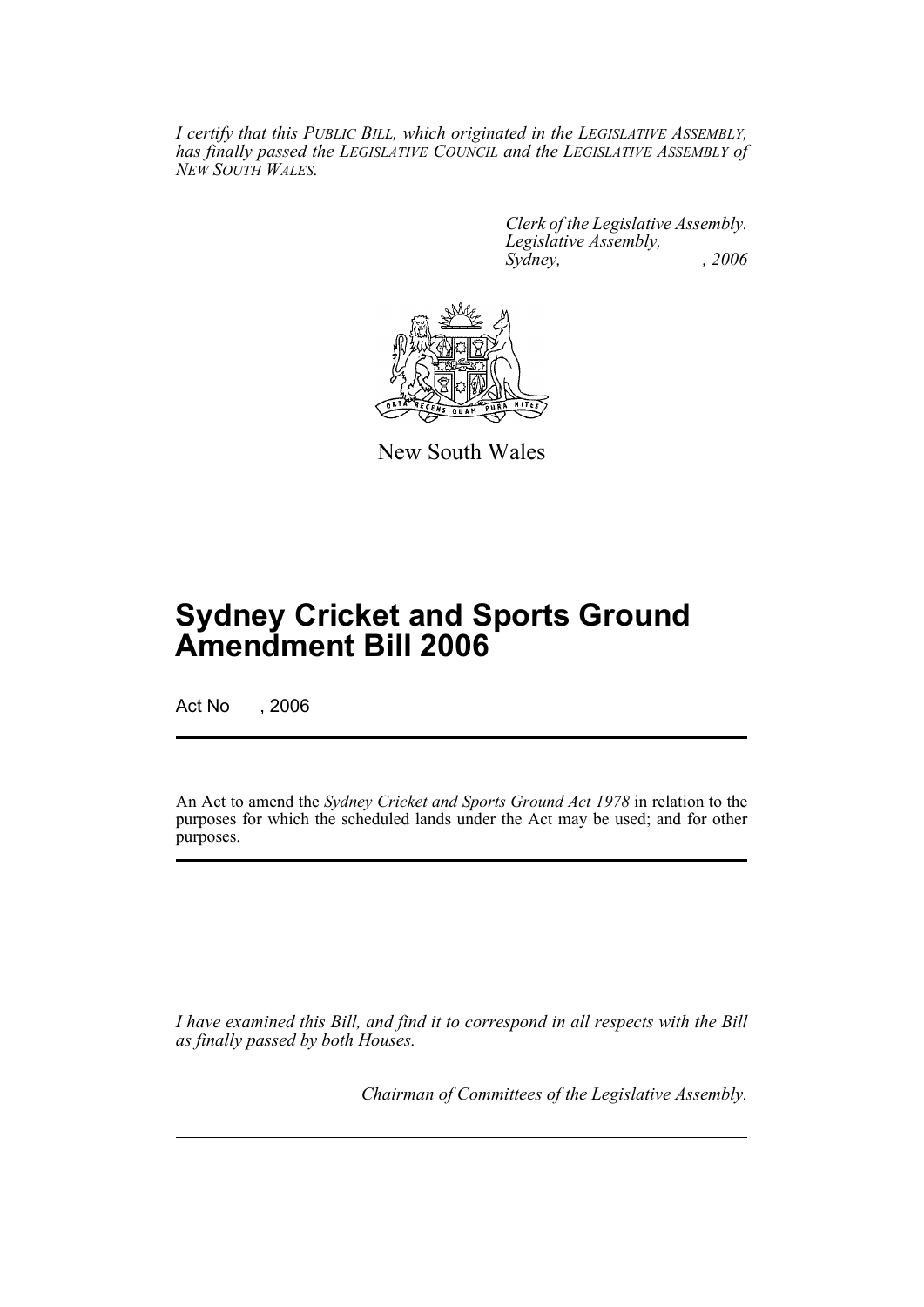*I certify that this PUBLIC BILL, which originated in the LEGISLATIVE ASSEMBLY, has finally passed the LEGISLATIVE COUNCIL and the LEGISLATIVE ASSEMBLY of NEW SOUTH WALES.*

*Clerk of the Legislative Assembly.*
*Legislative Assembly,*
*Sydney, , 2006*

New South Wales

# Sydney Cricket and Sports Ground Amendment Bill 2006

Act No , 2006

An Act to amend the *Sydney Cricket and Sports Ground Act 1978* in relation to the purposes for which the scheduled lands under the Act may be used; and for other purposes.

*I have examined this Bill, and find it to correspond in all respects with the Bill as finally passed by both Houses.*

*Chairman of Committees of the Legislative Assembly.*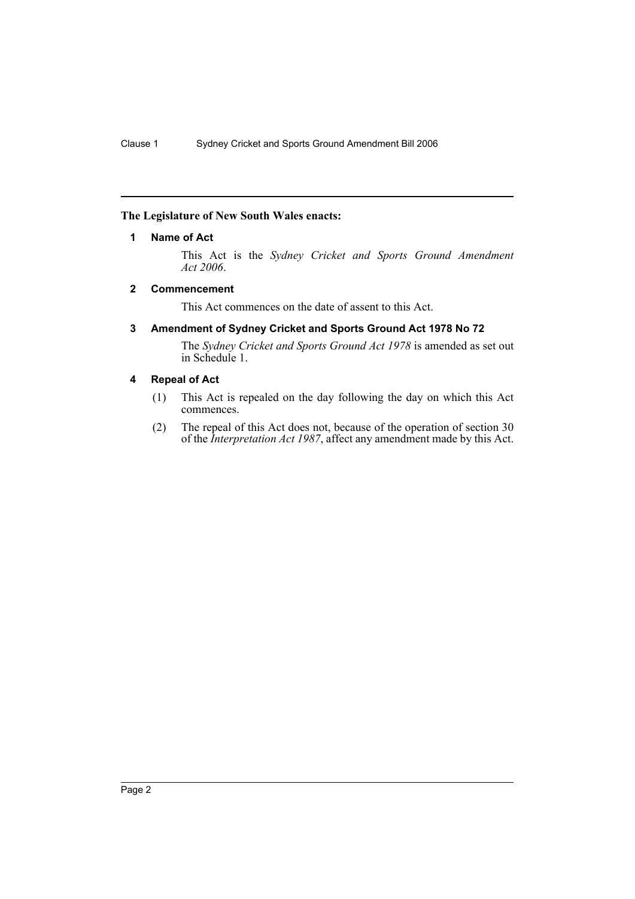**The Legislature of New South Wales enacts:**

### 1 Name of Act

This Act is the *Sydney Cricket and Sports Ground Amendment Act 2006*.

### 2 Commencement

This Act commences on the date of assent to this Act.

### 3 Amendment of Sydney Cricket and Sports Ground Act 1978 No 72

The *Sydney Cricket and Sports Ground Act 1978* is amended as set out in Schedule 1.

### 4 Repeal of Act

(1) This Act is repealed on the day following the day on which this Act commences.

(2) The repeal of this Act does not, because of the operation of section 30 of the *Interpretation Act 1987*, affect any amendment made by this Act.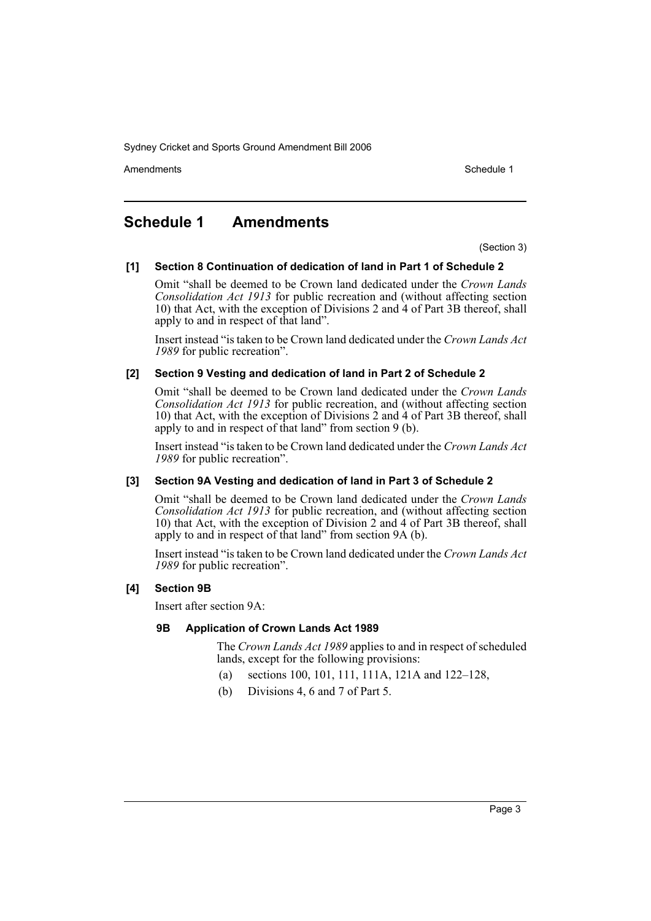# Schedule 1 Amendments

(Section 3)

### [1] Section 8 Continuation of dedication of land in Part 1 of Schedule 2

Omit "shall be deemed to be Crown land dedicated under the *Crown Lands Consolidation Act 1913* for public recreation and (without affecting section 10) that Act, with the exception of Divisions 2 and 4 of Part 3B thereof, shall apply to and in respect of that land".

Insert instead "is taken to be Crown land dedicated under the *Crown Lands Act 1989* for public recreation".

### [2] Section 9 Vesting and dedication of land in Part 2 of Schedule 2

Omit "shall be deemed to be Crown land dedicated under the *Crown Lands Consolidation Act 1913* for public recreation, and (without affecting section 10) that Act, with the exception of Divisions 2 and 4 of Part 3B thereof, shall apply to and in respect of that land" from section 9 (b).

Insert instead "is taken to be Crown land dedicated under the *Crown Lands Act 1989* for public recreation".

### [3] Section 9A Vesting and dedication of land in Part 3 of Schedule 2

Omit "shall be deemed to be Crown land dedicated under the *Crown Lands Consolidation Act 1913* for public recreation, and (without affecting section 10) that Act, with the exception of Division 2 and 4 of Part 3B thereof, shall apply to and in respect of that land" from section 9A (b).

Insert instead "is taken to be Crown land dedicated under the *Crown Lands Act 1989* for public recreation".

### [4] Section 9B

Insert after section 9A:

#### 9B Application of Crown Lands Act 1989

The *Crown Lands Act 1989* applies to and in respect of scheduled lands, except for the following provisions:

(a) sections 100, 101, 111, 111A, 121A and 122–128,

(b) Divisions 4, 6 and 7 of Part 5.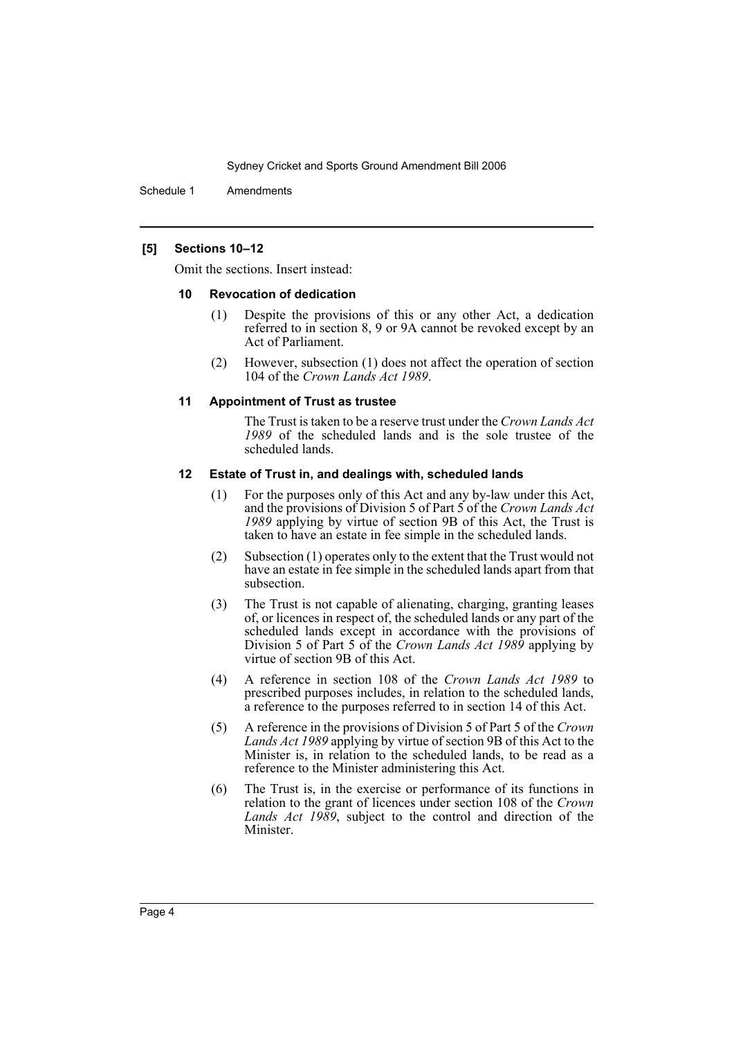### [5] Sections 10–12

Omit the sections. Insert instead:

#### 10 Revocation of dedication

(1) Despite the provisions of this or any other Act, a dedication referred to in section 8, 9 or 9A cannot be revoked except by an Act of Parliament.

(2) However, subsection (1) does not affect the operation of section 104 of the *Crown Lands Act 1989*.

#### 11 Appointment of Trust as trustee

The Trust is taken to be a reserve trust under the *Crown Lands Act 1989* of the scheduled lands and is the sole trustee of the scheduled lands.

#### 12 Estate of Trust in, and dealings with, scheduled lands

(1) For the purposes only of this Act and any by-law under this Act, and the provisions of Division 5 of Part 5 of the *Crown Lands Act 1989* applying by virtue of section 9B of this Act, the Trust is taken to have an estate in fee simple in the scheduled lands.

(2) Subsection (1) operates only to the extent that the Trust would not have an estate in fee simple in the scheduled lands apart from that subsection.

(3) The Trust is not capable of alienating, charging, granting leases of, or licences in respect of, the scheduled lands or any part of the scheduled lands except in accordance with the provisions of Division 5 of Part 5 of the *Crown Lands Act 1989* applying by virtue of section 9B of this Act.

(4) A reference in section 108 of the *Crown Lands Act 1989* to prescribed purposes includes, in relation to the scheduled lands, a reference to the purposes referred to in section 14 of this Act.

(5) A reference in the provisions of Division 5 of Part 5 of the *Crown Lands Act 1989* applying by virtue of section 9B of this Act to the Minister is, in relation to the scheduled lands, to be read as a reference to the Minister administering this Act.

(6) The Trust is, in the exercise or performance of its functions in relation to the grant of licences under section 108 of the *Crown Lands Act 1989*, subject to the control and direction of the Minister.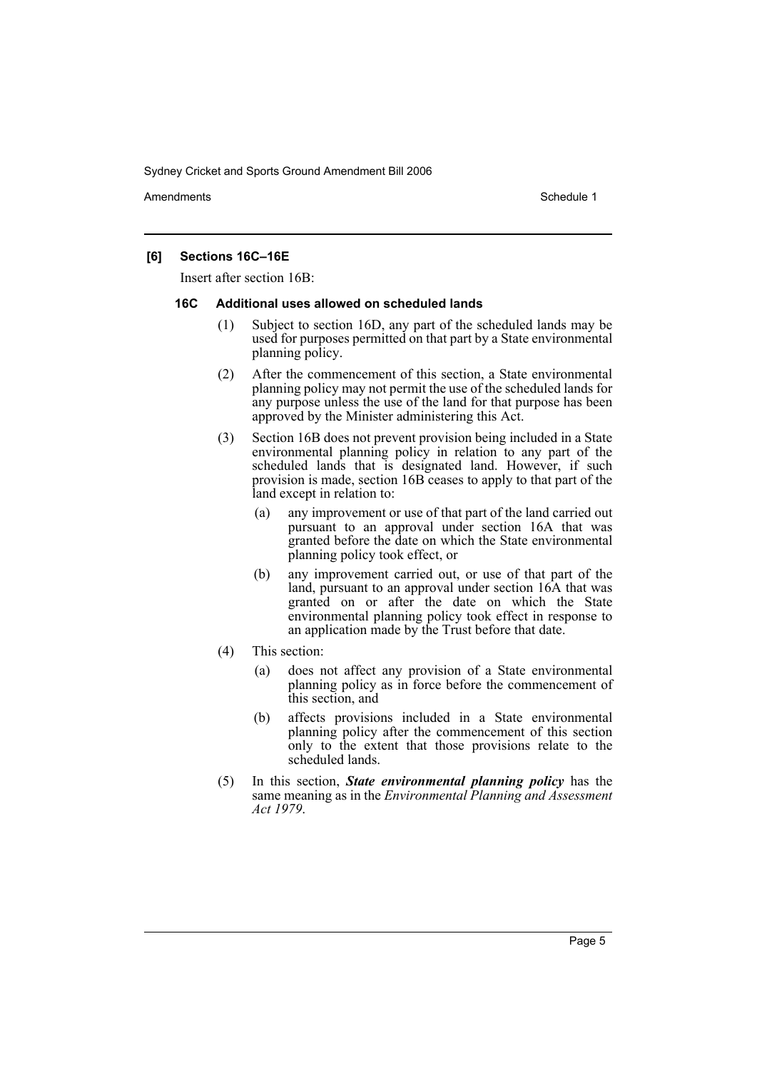**[6] Sections 16C–16E**

Insert after section 16B:

**16C Additional uses allowed on scheduled lands**

(1) Subject to section 16D, any part of the scheduled lands may be used for purposes permitted on that part by a State environmental planning policy.

(2) After the commencement of this section, a State environmental planning policy may not permit the use of the scheduled lands for any purpose unless the use of the land for that purpose has been approved by the Minister administering this Act.

(3) Section 16B does not prevent provision being included in a State environmental planning policy in relation to any part of the scheduled lands that is designated land. However, if such provision is made, section 16B ceases to apply to that part of the land except in relation to:

- (a) any improvement or use of that part of the land carried out pursuant to an approval under section 16A that was granted before the date on which the State environmental planning policy took effect, or
- (b) any improvement carried out, or use of that part of the land, pursuant to an approval under section 16A that was granted on or after the date on which the State environmental planning policy took effect in response to an application made by the Trust before that date.

(4) This section:

- (a) does not affect any provision of a State environmental planning policy as in force before the commencement of this section, and
- (b) affects provisions included in a State environmental planning policy after the commencement of this section only to the extent that those provisions relate to the scheduled lands.

(5) In this section, ***State environmental planning policy*** has the same meaning as in the *Environmental Planning and Assessment Act 1979*.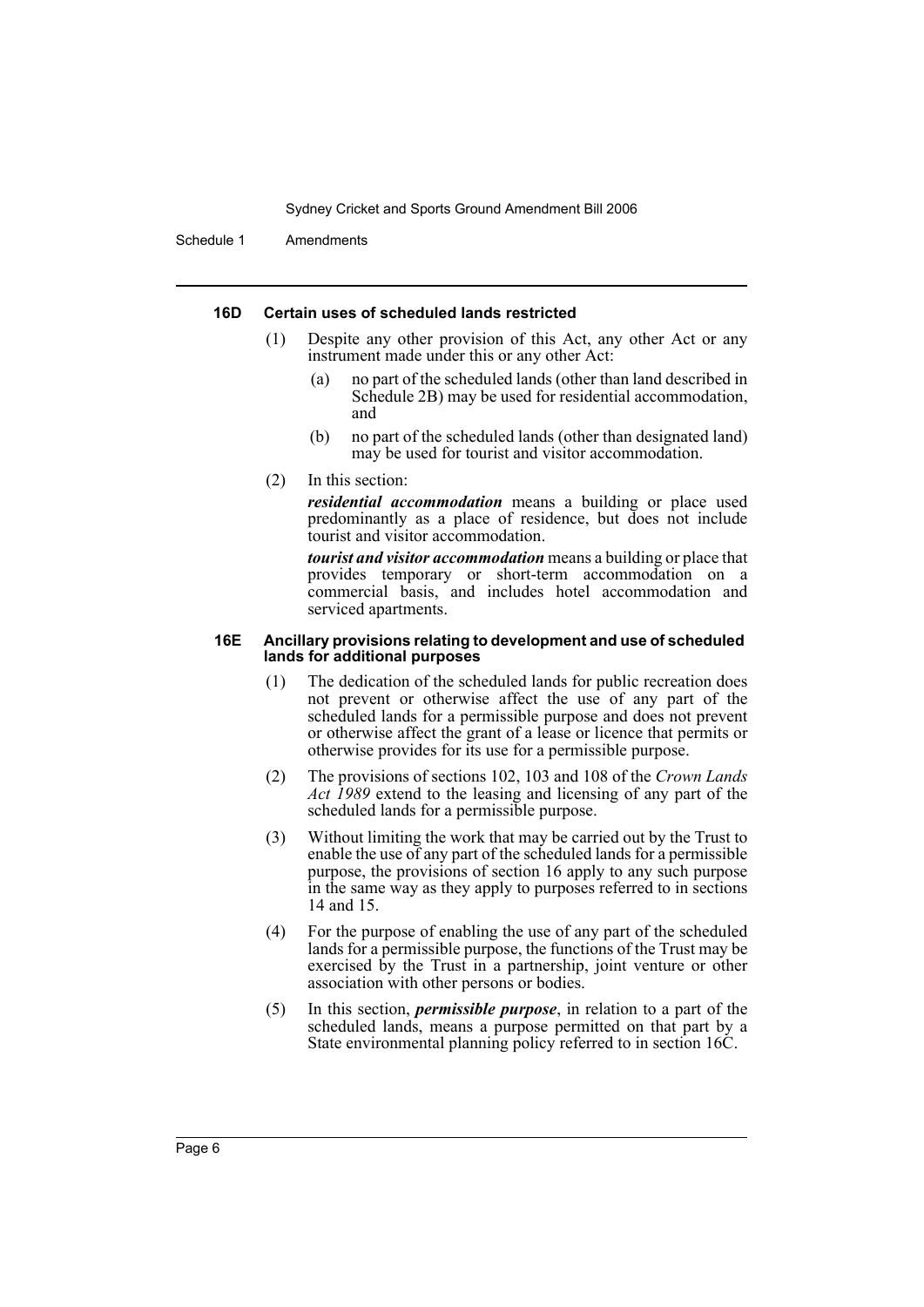#### 16D Certain uses of scheduled lands restricted

(1) Despite any other provision of this Act, any other Act or any instrument made under this or any other Act:

- (a) no part of the scheduled lands (other than land described in Schedule 2B) may be used for residential accommodation, and
- (b) no part of the scheduled lands (other than designated land) may be used for tourist and visitor accommodation.

(2) In this section:

***residential accommodation*** means a building or place used predominantly as a place of residence, but does not include tourist and visitor accommodation.

***tourist and visitor accommodation*** means a building or place that provides temporary or short-term accommodation on a commercial basis, and includes hotel accommodation and serviced apartments.

#### 16E Ancillary provisions relating to development and use of scheduled lands for additional purposes

(1) The dedication of the scheduled lands for public recreation does not prevent or otherwise affect the use of any part of the scheduled lands for a permissible purpose and does not prevent or otherwise affect the grant of a lease or licence that permits or otherwise provides for its use for a permissible purpose.

(2) The provisions of sections 102, 103 and 108 of the *Crown Lands Act 1989* extend to the leasing and licensing of any part of the scheduled lands for a permissible purpose.

(3) Without limiting the work that may be carried out by the Trust to enable the use of any part of the scheduled lands for a permissible purpose, the provisions of section 16 apply to any such purpose in the same way as they apply to purposes referred to in sections 14 and 15.

(4) For the purpose of enabling the use of any part of the scheduled lands for a permissible purpose, the functions of the Trust may be exercised by the Trust in a partnership, joint venture or other association with other persons or bodies.

(5) In this section, ***permissible purpose***, in relation to a part of the scheduled lands, means a purpose permitted on that part by a State environmental planning policy referred to in section 16C.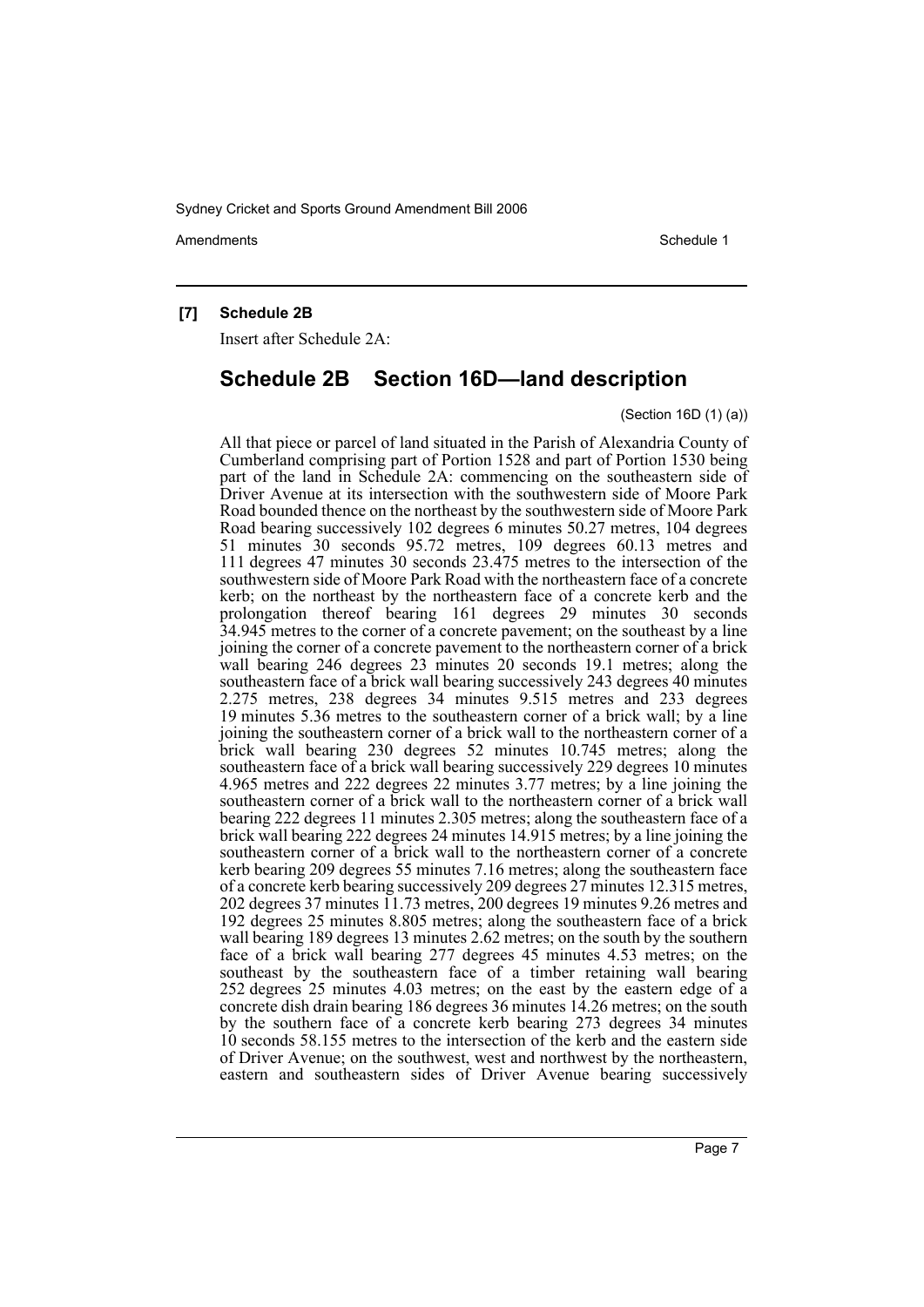**[7] Schedule 2B**

Insert after Schedule 2A:

## Schedule 2B Section 16D—land description

(Section 16D (1) (a))

All that piece or parcel of land situated in the Parish of Alexandria County of Cumberland comprising part of Portion 1528 and part of Portion 1530 being part of the land in Schedule 2A: commencing on the southeastern side of Driver Avenue at its intersection with the southwestern side of Moore Park Road bounded thence on the northeast by the southwestern side of Moore Park Road bearing successively 102 degrees 6 minutes 50.27 metres, 104 degrees 51 minutes 30 seconds 95.72 metres, 109 degrees 60.13 metres and 111 degrees 47 minutes 30 seconds 23.475 metres to the intersection of the southwestern side of Moore Park Road with the northeastern face of a concrete kerb; on the northeast by the northeastern face of a concrete kerb and the prolongation thereof bearing 161 degrees 29 minutes 30 seconds 34.945 metres to the corner of a concrete pavement; on the southeast by a line joining the corner of a concrete pavement to the northeastern corner of a brick wall bearing 246 degrees 23 minutes 20 seconds 19.1 metres; along the southeastern face of a brick wall bearing successively 243 degrees 40 minutes 2.275 metres, 238 degrees 34 minutes 9.515 metres and 233 degrees 19 minutes 5.36 metres to the southeastern corner of a brick wall; by a line joining the southeastern corner of a brick wall to the northeastern corner of a brick wall bearing 230 degrees 52 minutes 10.745 metres; along the southeastern face of a brick wall bearing successively 229 degrees 10 minutes 4.965 metres and 222 degrees 22 minutes 3.77 metres; by a line joining the southeastern corner of a brick wall to the northeastern corner of a brick wall bearing 222 degrees 11 minutes 2.305 metres; along the southeastern face of a brick wall bearing 222 degrees 24 minutes 14.915 metres; by a line joining the southeastern corner of a brick wall to the northeastern corner of a concrete kerb bearing 209 degrees 55 minutes 7.16 metres; along the southeastern face of a concrete kerb bearing successively 209 degrees 27 minutes 12.315 metres, 202 degrees 37 minutes 11.73 metres, 200 degrees 19 minutes 9.26 metres and 192 degrees 25 minutes 8.805 metres; along the southeastern face of a brick wall bearing 189 degrees 13 minutes 2.62 metres; on the south by the southern face of a brick wall bearing 277 degrees 45 minutes 4.53 metres; on the southeast by the southeastern face of a timber retaining wall bearing 252 degrees 25 minutes 4.03 metres; on the east by the eastern edge of a concrete dish drain bearing 186 degrees 36 minutes 14.26 metres; on the south by the southern face of a concrete kerb bearing 273 degrees 34 minutes 10 seconds 58.155 metres to the intersection of the kerb and the eastern side of Driver Avenue; on the southwest, west and northwest by the northeastern, eastern and southeastern sides of Driver Avenue bearing successively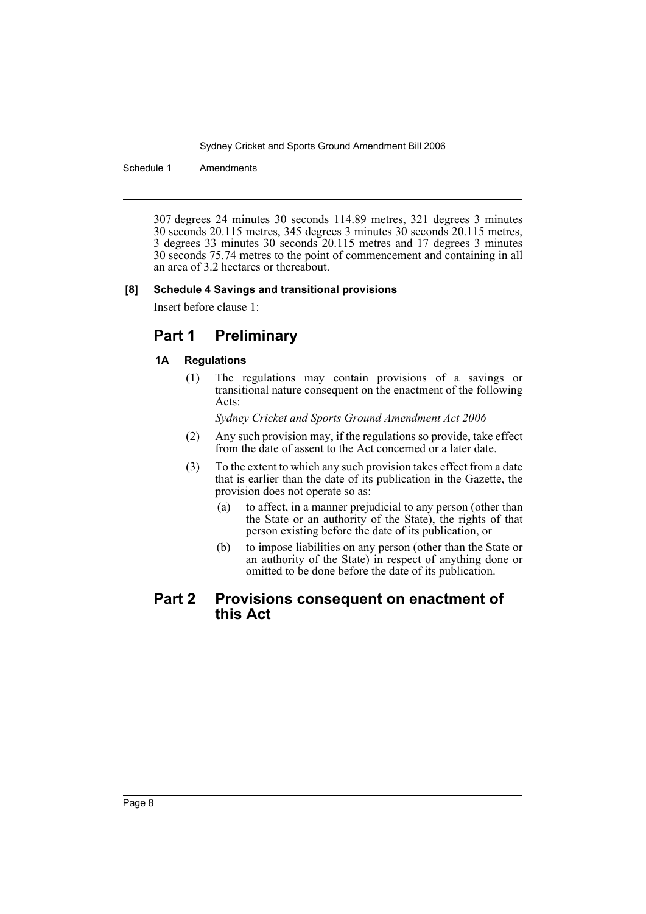307 degrees 24 minutes 30 seconds 114.89 metres, 321 degrees 3 minutes 30 seconds 20.115 metres, 345 degrees 3 minutes 30 seconds 20.115 metres, 3 degrees 33 minutes 30 seconds 20.115 metres and 17 degrees 3 minutes 30 seconds 75.74 metres to the point of commencement and containing in all an area of 3.2 hectares or thereabout.

**[8] Schedule 4 Savings and transitional provisions**

Insert before clause 1:

## Part 1 Preliminary

### 1A Regulations

(1) The regulations may contain provisions of a savings or transitional nature consequent on the enactment of the following Acts:

*Sydney Cricket and Sports Ground Amendment Act 2006*

(2) Any such provision may, if the regulations so provide, take effect from the date of assent to the Act concerned or a later date.

(3) To the extent to which any such provision takes effect from a date that is earlier than the date of its publication in the Gazette, the provision does not operate so as:

- (a) to affect, in a manner prejudicial to any person (other than the State or an authority of the State), the rights of that person existing before the date of its publication, or
- (b) to impose liabilities on any person (other than the State or an authority of the State) in respect of anything done or omitted to be done before the date of its publication.

## Part 2 Provisions consequent on enactment of this Act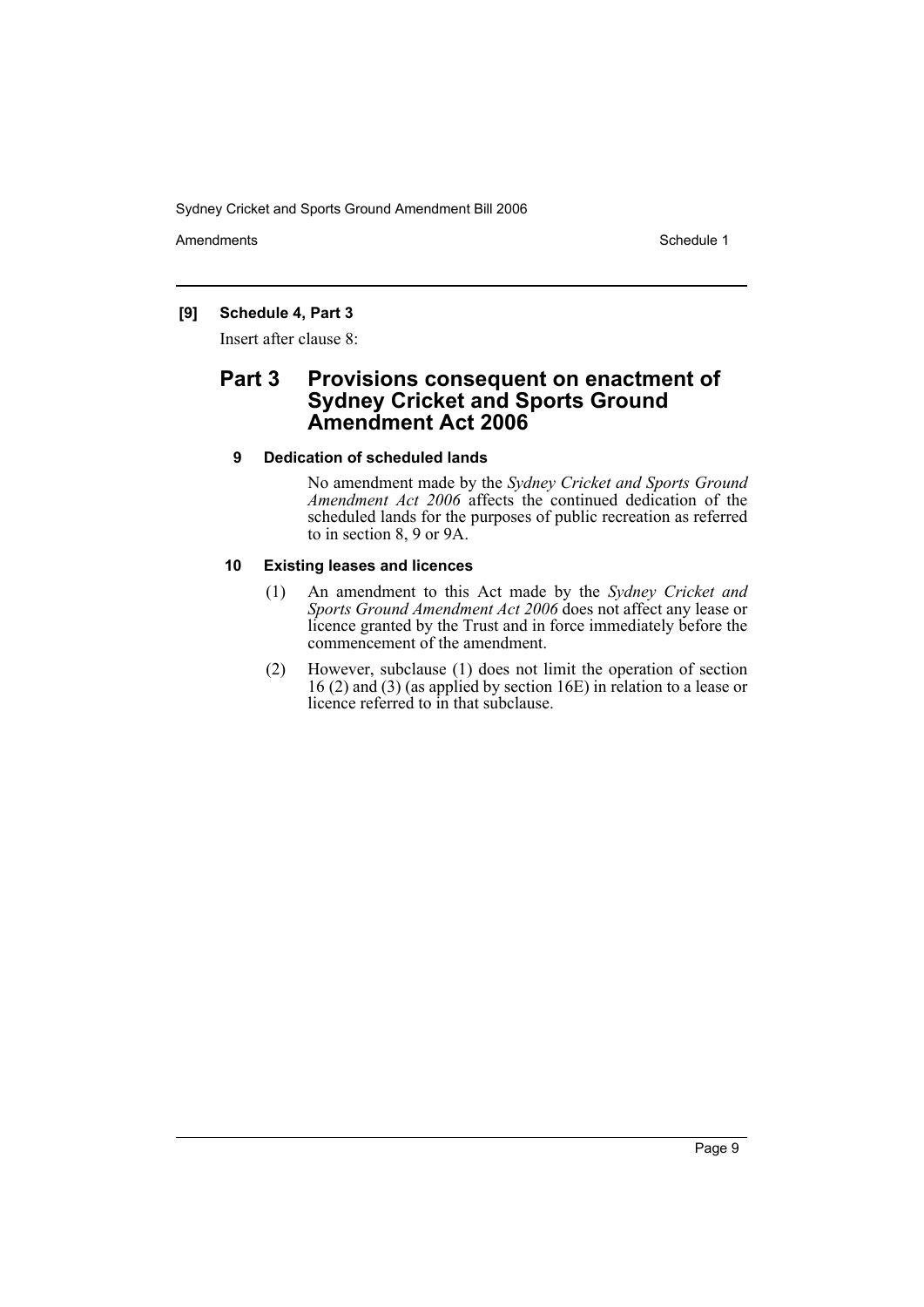**[9] Schedule 4, Part 3**

Insert after clause 8:

## Part 3 Provisions consequent on enactment of Sydney Cricket and Sports Ground Amendment Act 2006

### 9 Dedication of scheduled lands

No amendment made by the *Sydney Cricket and Sports Ground Amendment Act 2006* affects the continued dedication of the scheduled lands for the purposes of public recreation as referred to in section 8, 9 or 9A.

### 10 Existing leases and licences

(1) An amendment to this Act made by the *Sydney Cricket and Sports Ground Amendment Act 2006* does not affect any lease or licence granted by the Trust and in force immediately before the commencement of the amendment.

(2) However, subclause (1) does not limit the operation of section 16 (2) and (3) (as applied by section 16E) in relation to a lease or licence referred to in that subclause.